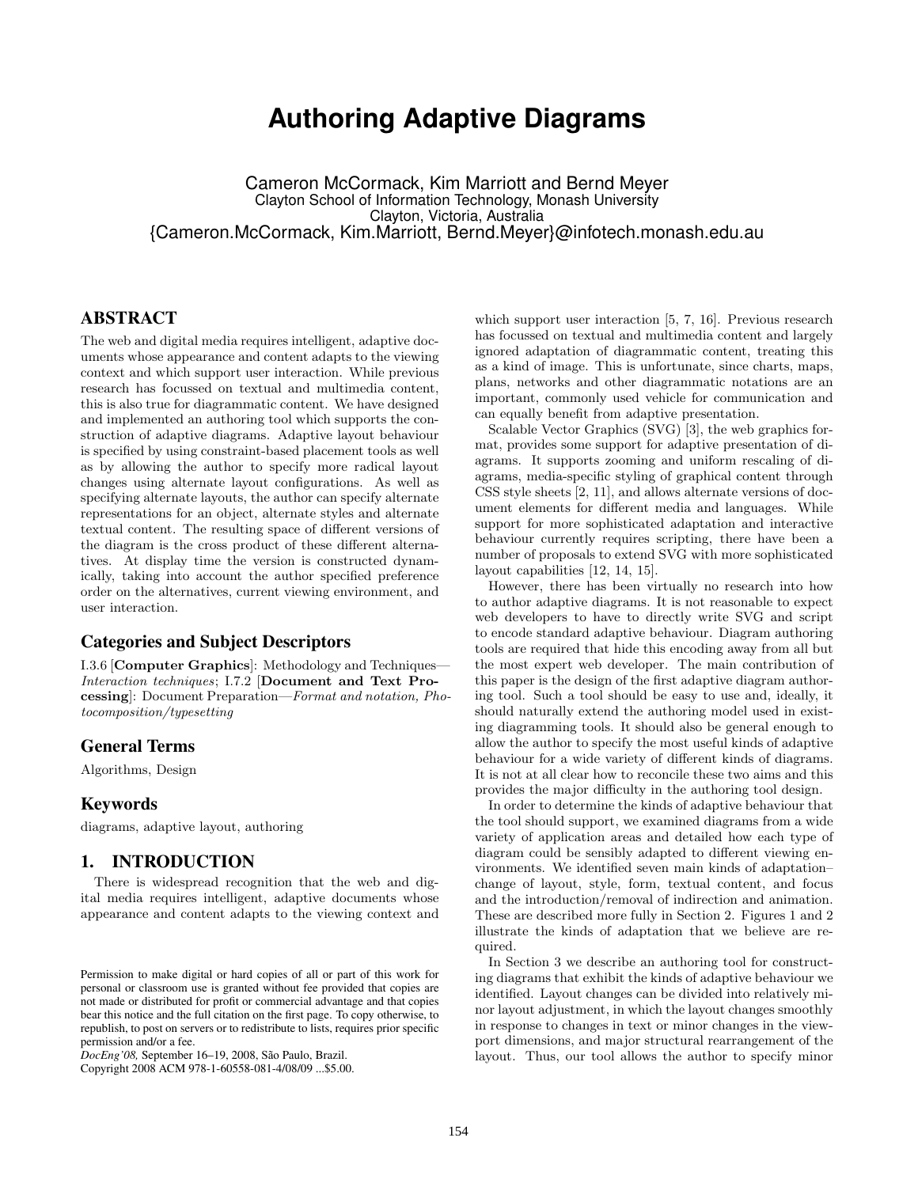# Authoring Adaptive Diagrams

Cameron McCormack, Kim Marriott and Bernd Meyer
Clayton School of Information Technology, Monash University
Clayton, Victoria, Australia
{Cameron.McCormack, Kim.Marriott, Bernd.Meyer}@infotech.monash.edu.au

## ABSTRACT

The web and digital media requires intelligent, adaptive documents whose appearance and content adapts to the viewing context and which support user interaction. While previous research has focussed on textual and multimedia content, this is also true for diagrammatic content. We have designed and implemented an authoring tool which supports the construction of adaptive diagrams. Adaptive layout behaviour is specified by using constraint-based placement tools as well as by allowing the author to specify more radical layout changes using alternate layout configurations. As well as specifying alternate layouts, the author can specify alternate representations for an object, alternate styles and alternate textual content. The resulting space of different versions of the diagram is the cross product of these different alternatives. At display time the version is constructed dynamically, taking into account the author specified preference order on the alternatives, current viewing environment, and user interaction.

### Categories and Subject Descriptors

I.3.6 [**Computer Graphics**]: Methodology and Techniques—*Interaction techniques*; I.7.2 [**Document and Text Processing**]: Document Preparation—*Format and notation, Photocomposition/typesetting*

### General Terms

Algorithms, Design

### Keywords

diagrams, adaptive layout, authoring

## 1. INTRODUCTION

There is widespread recognition that the web and digital media requires intelligent, adaptive documents whose appearance and content adapts to the viewing context and which support user interaction [5, 7, 16]. Previous research has focussed on textual and multimedia content and largely ignored adaptation of diagrammatic content, treating this as a kind of image. This is unfortunate, since charts, maps, plans, networks and other diagrammatic notations are an important, commonly used vehicle for communication and can equally benefit from adaptive presentation.

Scalable Vector Graphics (SVG) [3], the web graphics format, provides some support for adaptive presentation of diagrams. It supports zooming and uniform rescaling of diagrams, media-specific styling of graphical content through CSS style sheets [2, 11], and allows alternate versions of document elements for different media and languages. While support for more sophisticated adaptation and interactive behaviour currently requires scripting, there have been a number of proposals to extend SVG with more sophisticated layout capabilities [12, 14, 15].

However, there has been virtually no research into how to author adaptive diagrams. It is not reasonable to expect web developers to have to directly write SVG and script to encode standard adaptive behaviour. Diagram authoring tools are required that hide this encoding away from all but the most expert web developer. The main contribution of this paper is the design of the first adaptive diagram authoring tool. Such a tool should be easy to use and, ideally, it should naturally extend the authoring model used in existing diagramming tools. It should also be general enough to allow the author to specify the most useful kinds of adaptive behaviour for a wide variety of different kinds of diagrams. It is not at all clear how to reconcile these two aims and this provides the major difficulty in the authoring tool design.

In order to determine the kinds of adaptive behaviour that the tool should support, we examined diagrams from a wide variety of application areas and detailed how each type of diagram could be sensibly adapted to different viewing environments. We identified seven main kinds of adaptation–change of layout, style, form, textual content, and focus and the introduction/removal of indirection and animation. These are described more fully in Section 2. Figures 1 and 2 illustrate the kinds of adaptation that we believe are required.

In Section 3 we describe an authoring tool for constructing diagrams that exhibit the kinds of adaptive behaviour we identified. Layout changes can be divided into relatively minor layout adjustment, in which the layout changes smoothly in response to changes in text or minor changes in the viewport dimensions, and major structural rearrangement of the layout. Thus, our tool allows the author to specify minor

Permission to make digital or hard copies of all or part of this work for personal or classroom use is granted without fee provided that copies are not made or distributed for profit or commercial advantage and that copies bear this notice and the full citation on the first page. To copy otherwise, to republish, to post on servers or to redistribute to lists, requires prior specific permission and/or a fee.
*DocEng'08,* September 16–19, 2008, São Paulo, Brazil.
Copyright 2008 ACM 978-1-60558-081-4/08/09 ...$5.00.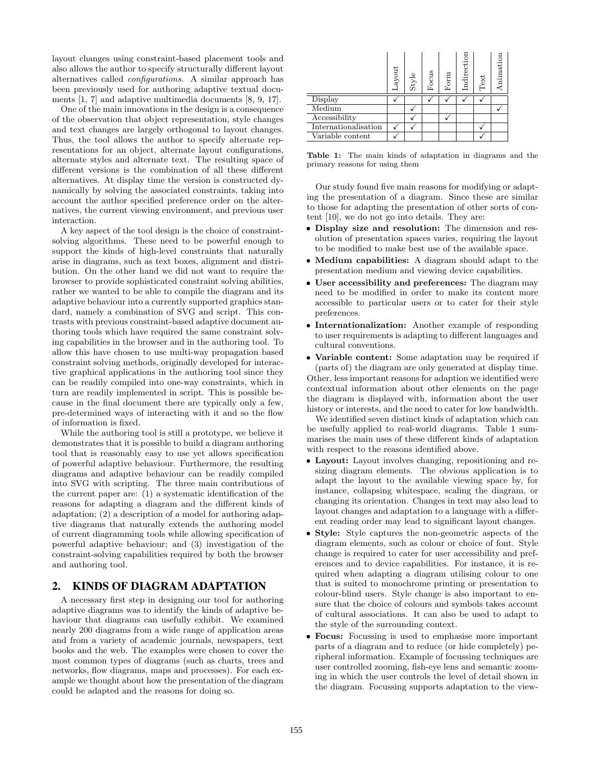layout changes using constraint-based placement tools and also allows the author to specify structurally different layout alternatives called *configurations*. A similar approach has been previously used for authoring adaptive textual documents [1, 7] and adaptive multimedia documents [8, 9, 17].

One of the main innovations in the design is a consequence of the observation that object representation, style changes and text changes are largely orthogonal to layout changes. Thus, the tool allows the author to specify alternate representations for an object, alternate layout configurations, alternate styles and alternate text. The resulting space of different versions is the combination of all these different alternatives. At display time the version is constructed dynamically by solving the associated constraints, taking into account the author specified preference order on the alternatives, the current viewing environment, and previous user interaction.

A key aspect of the tool design is the choice of constraint-solving algorithms. These need to be powerful enough to support the kinds of high-level constraints that naturally arise in diagrams, such as text boxes, alignment and distribution. On the other hand we did not want to require the browser to provide sophisticated constraint solving abilities, rather we wanted to be able to compile the diagram and its adaptive behaviour into a currently supported graphics standard, namely a combination of SVG and script. This contrasts with previous constraint-based adaptive document authoring tools which have required the same constraint solving capabilities in the browser and in the authoring tool. To allow this have chosen to use multi-way propagation based constraint solving methods, originally developed for interactive graphical applications in the authoring tool since they can be readily compiled into one-way constraints, which in turn are readily implemented in script. This is possible because in the final document there are typically only a few, pre-determined ways of interacting with it and so the flow of information is fixed.

While the authoring tool is still a prototype, we believe it demonstrates that it is possible to build a diagram authoring tool that is reasonably easy to use yet allows specification of powerful adaptive behaviour. Furthermore, the resulting diagrams and adaptive behaviour can be readily compiled into SVG with scripting. The three main contributions of the current paper are: (1) a systematic identification of the reasons for adapting a diagram and the different kinds of adaptation; (2) a description of a model for authoring adaptive diagrams that naturally extends the authoring model of current diagramming tools while allowing specification of powerful adaptive behaviour; and (3) investigation of the constraint-solving capabilities required by both the browser and authoring tool.

## 2. KINDS OF DIAGRAM ADAPTATION

A necessary first step in designing our tool for authoring adaptive diagrams was to identify the kinds of adaptive behaviour that diagrams can usefully exhibit. We examined nearly 200 diagrams from a wide range of application areas and from a variety of academic journals, newspapers, text books and the web. The examples were chosen to cover the most common types of diagrams (such as charts, trees and networks, flow diagrams, maps and processes). For each example we thought about how the presentation of the diagram could be adapted and the reasons for doing so.

| | Layout | Style | Focus | Form | Indirection | Text | Animation |
|---|---|---|---|---|---|---|---|
| Display | ✓ | | ✓ | ✓ | ✓ | ✓ | |
| Medium | | ✓ | | | | | ✓ |
| Accessibility | | ✓ | | ✓ | | | |
| Internationalisation | ✓ | ✓ | | | | ✓ | |
| Variable content | ✓ | | | | | ✓ | |

**Table 1:** The main kinds of adaptation in diagrams and the primary reasons for using them

Our study found five main reasons for modifying or adapting the presentation of a diagram. Since these are similar to those for adapting the presentation of other sorts of content [10], we do not go into details. They are:

- **Display size and resolution:** The dimension and resolution of presentation spaces varies, requiring the layout to be modified to make best use of the available space.
- **Medium capabilities:** A diagram should adapt to the presentation medium and viewing device capabilities.
- **User accessibility and preferences:** The diagram may need to be modified in order to make its content more accessible to particular users or to cater for their style preferences.
- **Internationalization:** Another example of responding to user requirements is adapting to different languages and cultural conventions.
- **Variable content:** Some adaptation may be required if (parts of) the diagram are only generated at display time.

Other, less important reasons for adaption we identified were contextual information about other elements on the page the diagram is displayed with, information about the user history or interests, and the need to cater for low bandwidth.

We identified seven distinct kinds of adaptation which can be usefully applied to real-world diagrams. Table 1 summarises the main uses of these different kinds of adaptation with respect to the reasons identified above.

- **Layout:** Layout involves changing, repositioning and resizing diagram elements. The obvious application is to adapt the layout to the available viewing space by, for instance, collapsing whitespace, scaling the diagram, or changing its orientation. Changes in text may also lead to layout changes and adaptation to a language with a different reading order may lead to significant layout changes.
- **Style:** Style captures the non-geometric aspects of the diagram elements, such as colour or choice of font. Style change is required to cater for user accessibility and preferences and to device capabilities. For instance, it is required when adapting a diagram utilising colour to one that is suited to monochrome printing or presentation to colour-blind users. Style change is also important to ensure that the choice of colours and symbols takes account of cultural associations. It can also be used to adapt to the style of the surrounding context.
- **Focus:** Focussing is used to emphasise more important parts of a diagram and to reduce (or hide completely) peripheral information. Example of focussing techniques are user controlled zooming, fish-eye lens and semantic zooming in which the user controls the level of detail shown in the diagram. Focussing supports adaptation to the view-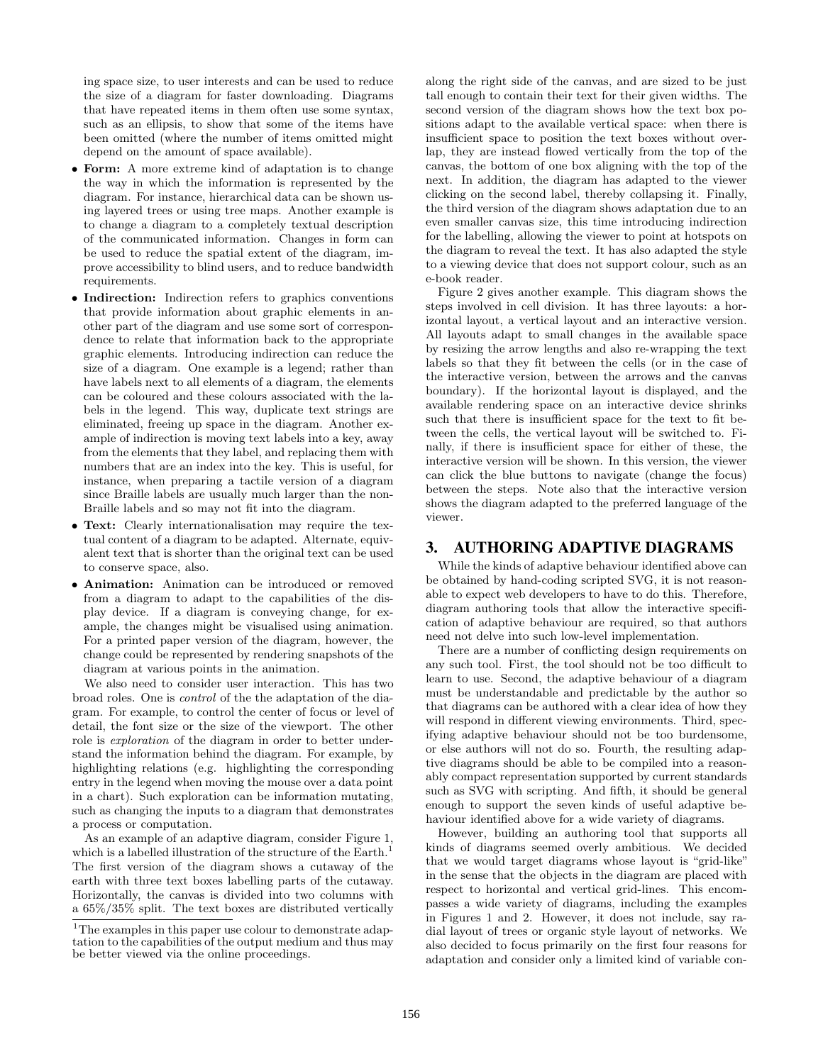ing space size, to user interests and can be used to reduce the size of a diagram for faster downloading. Diagrams that have repeated items in them often use some syntax, such as an ellipsis, to show that some of the items have been omitted (where the number of items omitted might depend on the amount of space available).

- **Form:** A more extreme kind of adaptation is to change the way in which the information is represented by the diagram. For instance, hierarchical data can be shown using layered trees or using tree maps. Another example is to change a diagram to a completely textual description of the communicated information. Changes in form can be used to reduce the spatial extent of the diagram, improve accessibility to blind users, and to reduce bandwidth requirements.
- **Indirection:** Indirection refers to graphics conventions that provide information about graphic elements in another part of the diagram and use some sort of correspondence to relate that information back to the appropriate graphic elements. Introducing indirection can reduce the size of a diagram. One example is a legend; rather than have labels next to all elements of a diagram, the elements can be coloured and these colours associated with the labels in the legend. This way, duplicate text strings are eliminated, freeing up space in the diagram. Another example of indirection is moving text labels into a key, away from the elements that they label, and replacing them with numbers that are an index into the key. This is useful, for instance, when preparing a tactile version of a diagram since Braille labels are usually much larger than the non-Braille labels and so may not fit into the diagram.
- **Text:** Clearly internationalisation may require the textual content of a diagram to be adapted. Alternate, equivalent text that is shorter than the original text can be used to conserve space, also.
- **Animation:** Animation can be introduced or removed from a diagram to adapt to the capabilities of the display device. If a diagram is conveying change, for example, the changes might be visualised using animation. For a printed paper version of the diagram, however, the change could be represented by rendering snapshots of the diagram at various points in the animation.

We also need to consider user interaction. This has two broad roles. One is *control* of the the adaptation of the diagram. For example, to control the center of focus or level of detail, the font size or the size of the viewport. The other role is *exploration* of the diagram in order to better understand the information behind the diagram. For example, by highlighting relations (e.g. highlighting the corresponding entry in the legend when moving the mouse over a data point in a chart). Such exploration can be information mutating, such as changing the inputs to a diagram that demonstrates a process or computation.

As an example of an adaptive diagram, consider Figure 1, which is a labelled illustration of the structure of the Earth.[1] The first version of the diagram shows a cutaway of the earth with three text boxes labelling parts of the cutaway. Horizontally, the canvas is divided into two columns with a 65%/35% split. The text boxes are distributed vertically along the right side of the canvas, and are sized to be just tall enough to contain their text for their given widths. The second version of the diagram shows how the text box positions adapt to the available vertical space: when there is insufficient space to position the text boxes without overlap, they are instead flowed vertically from the top of the canvas, the bottom of one box aligning with the top of the next. In addition, the diagram has adapted to the viewer clicking on the second label, thereby collapsing it. Finally, the third version of the diagram shows adaptation due to an even smaller canvas size, this time introducing indirection for the labelling, allowing the viewer to point at hotspots on the diagram to reveal the text. It has also adapted the style to a viewing device that does not support colour, such as an e-book reader.

Figure 2 gives another example. This diagram shows the steps involved in cell division. It has three layouts: a horizontal layout, a vertical layout and an interactive version. All layouts adapt to small changes in the available space by resizing the arrow lengths and also re-wrapping the text labels so that they fit between the cells (or in the case of the interactive version, between the arrows and the canvas boundary). If the horizontal layout is displayed, and the available rendering space on an interactive device shrinks such that there is insufficient space for the text to fit between the cells, the vertical layout will be switched to. Finally, if there is insufficient space for either of these, the interactive version will be shown. In this version, the viewer can click the blue buttons to navigate (change the focus) between the steps. Note also that the interactive version shows the diagram adapted to the preferred language of the viewer.

## 3. AUTHORING ADAPTIVE DIAGRAMS

While the kinds of adaptive behaviour identified above can be obtained by hand-coding scripted SVG, it is not reasonable to expect web developers to have to do this. Therefore, diagram authoring tools that allow the interactive specification of adaptive behaviour are required, so that authors need not delve into such low-level implementation.

There are a number of conflicting design requirements on any such tool. First, the tool should not be too difficult to learn to use. Second, the adaptive behaviour of a diagram must be understandable and predictable by the author so that diagrams can be authored with a clear idea of how they will respond in different viewing environments. Third, specifying adaptive behaviour should not be too burdensome, or else authors will not do so. Fourth, the resulting adaptive diagrams should be able to be compiled into a reasonably compact representation supported by current standards such as SVG with scripting. And fifth, it should be general enough to support the seven kinds of useful adaptive behaviour identified above for a wide variety of diagrams.

However, building an authoring tool that supports all kinds of diagrams seemed overly ambitious. We decided that we would target diagrams whose layout is "grid-like" in the sense that the objects in the diagram are placed with respect to horizontal and vertical grid-lines. This encompasses a wide variety of diagrams, including the examples in Figures 1 and 2. However, it does not include, say radial layout of trees or organic style layout of networks. We also decided to focus primarily on the first four reasons for adaptation and consider only a limited kind of variable con-

[1]The examples in this paper use colour to demonstrate adaptation to the capabilities of the output medium and thus may be better viewed via the online proceedings.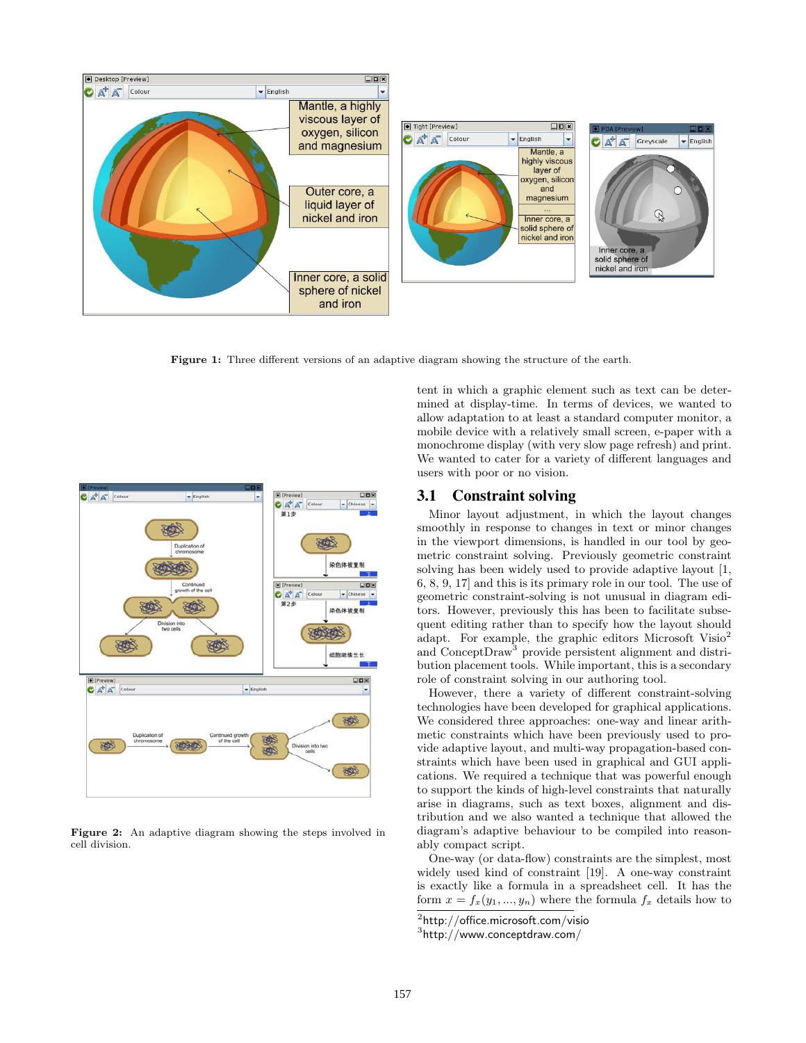Figure 1: Three different versions of an adaptive diagram showing the structure of the earth.

Figure 2: An adaptive diagram showing the steps involved in cell division.

tent in which a graphic element such as text can be determined at display-time. In terms of devices, we wanted to allow adaptation to at least a standard computer monitor, a mobile device with a relatively small screen, e-paper with a monochrome display (with very slow page refresh) and print. We wanted to cater for a variety of different languages and users with poor or no vision.

## 3.1 Constraint solving

Minor layout adjustment, in which the layout changes smoothly in response to changes in text or minor changes in the viewport dimensions, is handled in our tool by geometric constraint solving. Previously geometric constraint solving has been widely used to provide adaptive layout [1, 6, 8, 9, 17] and this is its primary role in our tool. The use of geometric constraint-solving is not unusual in diagram editors. However, previously this has been to facilitate subsequent editing rather than to specify how the layout should adapt. For example, the graphic editors Microsoft Visio[2] and ConceptDraw[3] provide persistent alignment and distribution placement tools. While important, this is a secondary role of constraint solving in our authoring tool.

However, there a variety of different constraint-solving technologies have been developed for graphical applications. We considered three approaches: one-way and linear arithmetic constraints which have been previously used to provide adaptive layout, and multi-way propagation-based constraints which have been used in graphical and GUI applications. We required a technique that was powerful enough to support the kinds of high-level constraints that naturally arise in diagrams, such as text boxes, alignment and distribution and we also wanted a technique that allowed the diagram's adaptive behaviour to be compiled into reasonably compact script.

One-way (or data-flow) constraints are the simplest, most widely used kind of constraint [19]. A one-way constraint is exactly like a formula in a spreadsheet cell. It has the form $x = f_x(y_1, ..., y_n)$ where the formula $f_x$ details how to

[2] http://office.microsoft.com/visio

[3] http://www.conceptdraw.com/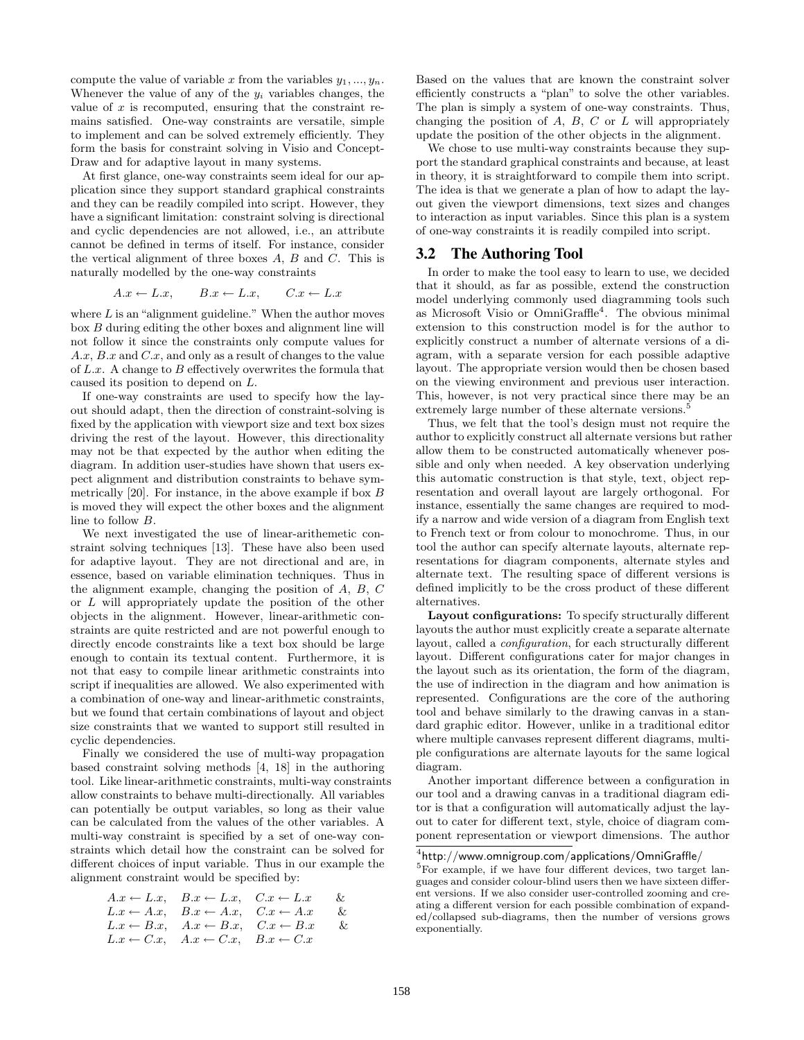compute the value of variable $x$ from the variables $y_1, ..., y_n$. Whenever the value of any of the $y_i$ variables changes, the value of $x$ is recomputed, ensuring that the constraint remains satisfied. One-way constraints are versatile, simple to implement and can be solved extremely efficiently. They form the basis for constraint solving in Visio and ConceptDraw and for adaptive layout in many systems.

At first glance, one-way constraints seem ideal for our application since they support standard graphical constraints and they can be readily compiled into script. However, they have a significant limitation: constraint solving is directional and cyclic dependencies are not allowed, i.e., an attribute cannot be defined in terms of itself. For instance, consider the vertical alignment of three boxes $A$, $B$ and $C$. This is naturally modelled by the one-way constraints

$$A.x \leftarrow L.x, \qquad B.x \leftarrow L.x, \qquad C.x \leftarrow L.x$$

where $L$ is an "alignment guideline." When the author moves box $B$ during editing the other boxes and alignment line will not follow it since the constraints only compute values for $A.x$, $B.x$ and $C.x$, and only as a result of changes to the value of $L.x$. A change to $B$ effectively overwrites the formula that caused its position to depend on $L$.

If one-way constraints are used to specify how the layout should adapt, then the direction of constraint-solving is fixed by the application with viewport size and text box sizes driving the rest of the layout. However, this directionality may not be that expected by the author when editing the diagram. In addition user-studies have shown that users expect alignment and distribution constraints to behave symmetrically [20]. For instance, in the above example if box $B$ is moved they will expect the other boxes and the alignment line to follow $B$.

We next investigated the use of linear-arithemetic constraint solving techniques [13]. These have also been used for adaptive layout. They are not directional and are, in essence, based on variable elimination techniques. Thus in the alignment example, changing the position of $A$, $B$, $C$ or $L$ will appropriately update the position of the other objects in the alignment. However, linear-arithmetic constraints are quite restricted and are not powerful enough to directly encode constraints like a text box should be large enough to contain its textual content. Furthermore, it is not that easy to compile linear arithmetic constraints into script if inequalities are allowed. We also experimented with a combination of one-way and linear-arithmetic constraints, but we found that certain combinations of layout and object size constraints that we wanted to support still resulted in cyclic dependencies.

Finally we considered the use of multi-way propagation based constraint solving methods [4, 18] in the authoring tool. Like linear-arithmetic constraints, multi-way constraints allow constraints to behave multi-directionally. All variables can potentially be output variables, so long as their value can be calculated from the values of the other variables. A multi-way constraint is specified by a set of one-way constraints which detail how the constraint can be solved for different choices of input variable. Thus in our example the alignment constraint would be specified by:

$$\begin{array}{llll} A.x \leftarrow L.x, & B.x \leftarrow L.x, & C.x \leftarrow L.x & \& \\ L.x \leftarrow A.x, & B.x \leftarrow A.x, & C.x \leftarrow A.x & \& \\ L.x \leftarrow B.x, & A.x \leftarrow B.x, & C.x \leftarrow B.x & \& \\ L.x \leftarrow C.x, & A.x \leftarrow C.x, & B.x \leftarrow C.x & \end{array}$$

Based on the values that are known the constraint solver efficiently constructs a "plan" to solve the other variables. The plan is simply a system of one-way constraints. Thus, changing the position of $A$, $B$, $C$ or $L$ will appropriately update the position of the other objects in the alignment.

We chose to use multi-way constraints because they support the standard graphical constraints and because, at least in theory, it is straightforward to compile them into script. The idea is that we generate a plan of how to adapt the layout given the viewport dimensions, text sizes and changes to interaction as input variables. Since this plan is a system of one-way constraints it is readily compiled into script.

## 3.2 The Authoring Tool

In order to make the tool easy to learn to use, we decided that it should, as far as possible, extend the construction model underlying commonly used diagramming tools such as Microsoft Visio or OmniGraffle[4]. The obvious minimal extension to this construction model is for the author to explicitly construct a number of alternate versions of a diagram, with a separate version for each possible adaptive layout. The appropriate version would then be chosen based on the viewing environment and previous user interaction. This, however, is not very practical since there may be an extremely large number of these alternate versions.[5]

Thus, we felt that the tool's design must not require the author to explicitly construct all alternate versions but rather allow them to be constructed automatically whenever possible and only when needed. A key observation underlying this automatic construction is that style, text, object representation and overall layout are largely orthogonal. For instance, essentially the same changes are required to modify a narrow and wide version of a diagram from English text to French text or from colour to monochrome. Thus, in our tool the author can specify alternate layouts, alternate representations for diagram components, alternate styles and alternate text. The resulting space of different versions is defined implicitly to be the cross product of these different alternatives.

**Layout configurations:** To specify structurally different layouts the author must explicitly create a separate alternate layout, called a *configuration*, for each structurally different layout. Different configurations cater for major changes in the layout such as its orientation, the form of the diagram, the use of indirection in the diagram and how animation is represented. Configurations are the core of the authoring tool and behave similarly to the drawing canvas in a standard graphic editor. However, unlike in a traditional editor where multiple canvases represent different diagrams, multiple configurations are alternate layouts for the same logical diagram.

Another important difference between a configuration in our tool and a drawing canvas in a traditional diagram editor is that a configuration will automatically adjust the layout to cater for different text, style, choice of diagram component representation or viewport dimensions. The author

[4] http://www.omnigroup.com/applications/OmniGraffle/

[5] For example, if we have four different devices, two target languages and consider colour-blind users then we have sixteen different versions. If we also consider user-controlled zooming and creating a different version for each possible combination of expanded/collapsed sub-diagrams, then the number of versions grows exponentially.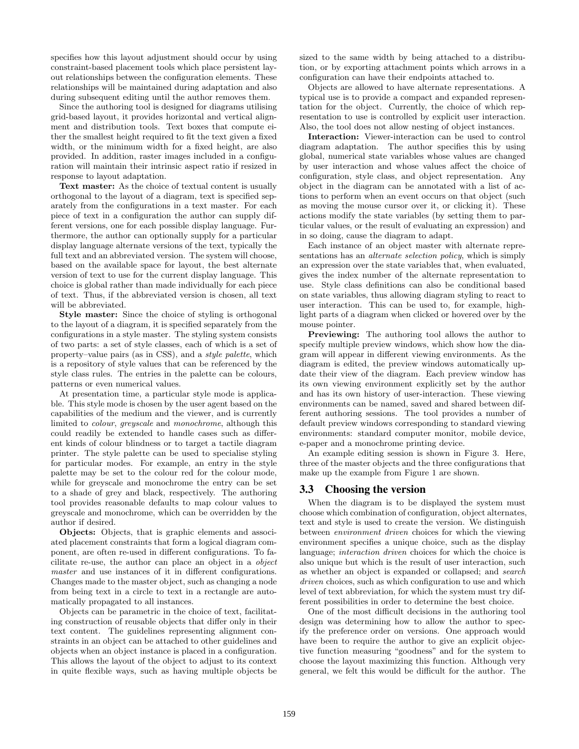specifies how this layout adjustment should occur by using constraint-based placement tools which place persistent layout relationships between the configuration elements. These relationships will be maintained during adaptation and also during subsequent editing until the author removes them.

Since the authoring tool is designed for diagrams utilising grid-based layout, it provides horizontal and vertical alignment and distribution tools. Text boxes that compute either the smallest height required to fit the text given a fixed width, or the minimum width for a fixed height, are also provided. In addition, raster images included in a configuration will maintain their intrinsic aspect ratio if resized in response to layout adaptation.

**Text master:** As the choice of textual content is usually orthogonal to the layout of a diagram, text is specified separately from the configurations in a text master. For each piece of text in a configuration the author can supply different versions, one for each possible display language. Furthermore, the author can optionally supply for a particular display language alternate versions of the text, typically the full text and an abbreviated version. The system will choose, based on the available space for layout, the best alternate version of text to use for the current display language. This choice is global rather than made individually for each piece of text. Thus, if the abbreviated version is chosen, all text will be abbreviated.

**Style master:** Since the choice of styling is orthogonal to the layout of a diagram, it is specified separately from the configurations in a style master. The styling system consists of two parts: a set of style classes, each of which is a set of property–value pairs (as in CSS), and a *style palette*, which is a repository of style values that can be referenced by the style class rules. The entries in the palette can be colours, patterns or even numerical values.

At presentation time, a particular style mode is applicable. This style mode is chosen by the user agent based on the capabilities of the medium and the viewer, and is currently limited to *colour*, *greyscale* and *monochrome*, although this could readily be extended to handle cases such as different kinds of colour blindness or to target a tactile diagram printer. The style palette can be used to specialise styling for particular modes. For example, an entry in the style palette may be set to the colour red for the colour mode, while for greyscale and monochrome the entry can be set to a shade of grey and black, respectively. The authoring tool provides reasonable defaults to map colour values to greyscale and monochrome, which can be overridden by the author if desired.

**Objects:** Objects, that is graphic elements and associated placement constraints that form a logical diagram component, are often re-used in different configurations. To facilitate re-use, the author can place an object in a *object master* and use instances of it in different configurations. Changes made to the master object, such as changing a node from being text in a circle to text in a rectangle are automatically propagated to all instances.

Objects can be parametric in the choice of text, facilitating construction of reusable objects that differ only in their text content. The guidelines representing alignment constraints in an object can be attached to other guidelines and objects when an object instance is placed in a configuration. This allows the layout of the object to adjust to its context in quite flexible ways, such as having multiple objects be sized to the same width by being attached to a distribution, or by exporting attachment points which arrows in a configuration can have their endpoints attached to.

Objects are allowed to have alternate representations. A typical use is to provide a compact and expanded representation for the object. Currently, the choice of which representation to use is controlled by explicit user interaction. Also, the tool does not allow nesting of object instances.

**Interaction:** Viewer-interaction can be used to control diagram adaptation. The author specifies this by using global, numerical state variables whose values are changed by user interaction and whose values affect the choice of configuration, style class, and object representation. Any object in the diagram can be annotated with a list of actions to perform when an event occurs on that object (such as moving the mouse cursor over it, or clicking it). These actions modify the state variables (by setting them to particular values, or the result of evaluating an expression) and in so doing, cause the diagram to adapt.

Each instance of an object master with alternate representations has an *alternate selection policy*, which is simply an expression over the state variables that, when evaluated, gives the index number of the alternate representation to use. Style class definitions can also be conditional based on state variables, thus allowing diagram styling to react to user interaction. This can be used to, for example, highlight parts of a diagram when clicked or hovered over by the mouse pointer.

**Previewing:** The authoring tool allows the author to specify multiple preview windows, which show how the diagram will appear in different viewing environments. As the diagram is edited, the preview windows automatically update their view of the diagram. Each preview window has its own viewing environment explicitly set by the author and has its own history of user-interaction. These viewing environments can be named, saved and shared between different authoring sessions. The tool provides a number of default preview windows corresponding to standard viewing environments: standard computer monitor, mobile device, e-paper and a monochrome printing device.

An example editing session is shown in Figure 3. Here, three of the master objects and the three configurations that make up the example from Figure 1 are shown.

## 3.3 Choosing the version

When the diagram is to be displayed the system must choose which combination of configuration, object alternates, text and style is used to create the version. We distinguish between *environment driven* choices for which the viewing environment specifies a unique choice, such as the display language; *interaction driven* choices for which the choice is also unique but which is the result of user interaction, such as whether an object is expanded or collapsed; and *search driven* choices, such as which configuration to use and which level of text abbreviation, for which the system must try different possibilities in order to determine the best choice.

One of the most difficult decisions in the authoring tool design was determining how to allow the author to specify the preference order on versions. One approach would have been to require the author to give an explicit objective function measuring "goodness" and for the system to choose the layout maximizing this function. Although very general, we felt this would be difficult for the author. The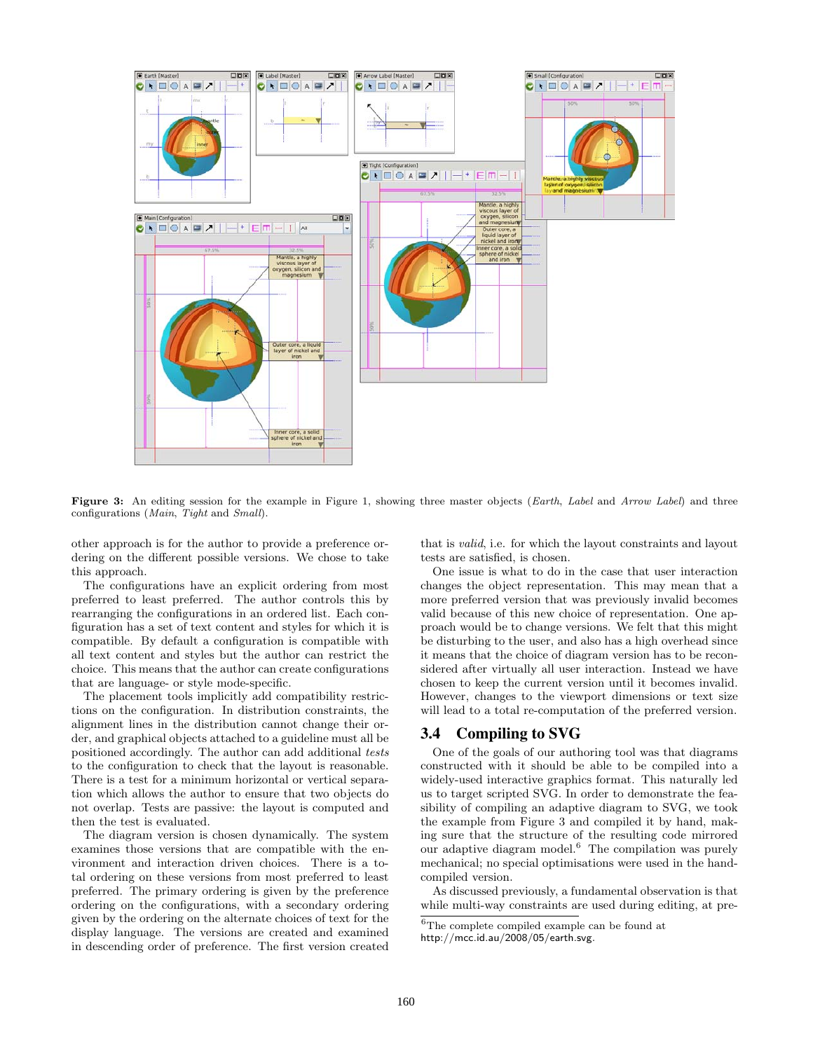**Figure 3:** An editing session for the example in Figure 1, showing three master objects (*Earth*, *Label* and *Arrow Label*) and three configurations (*Main*, *Tight* and *Small*).

other approach is for the author to provide a preference ordering on the different possible versions. We chose to take this approach.

The configurations have an explicit ordering from most preferred to least preferred. The author controls this by rearranging the configurations in an ordered list. Each configuration has a set of text content and styles for which it is compatible. By default a configuration is compatible with all text content and styles but the author can restrict the choice. This means that the author can create configurations that are language- or style mode-specific.

The placement tools implicitly add compatibility restrictions on the configuration. In distribution constraints, the alignment lines in the distribution cannot change their order, and graphical objects attached to a guideline must all be positioned accordingly. The author can add additional *tests* to the configuration to check that the layout is reasonable. There is a test for a minimum horizontal or vertical separation which allows the author to ensure that two objects do not overlap. Tests are passive: the layout is computed and then the test is evaluated.

The diagram version is chosen dynamically. The system examines those versions that are compatible with the environment and interaction driven choices. There is a total ordering on these versions from most preferred to least preferred. The primary ordering is given by the preference ordering on the configurations, with a secondary ordering given by the ordering on the alternate choices of text for the display language. The versions are created and examined in descending order of preference. The first version created that is *valid*, i.e. for which the layout constraints and layout tests are satisfied, is chosen.

One issue is what to do in the case that user interaction changes the object representation. This may mean that a more preferred version that was previously invalid becomes valid because of this new choice of representation. One approach would be to change versions. We felt that this might be disturbing to the user, and also has a high overhead since it means that the choice of diagram version has to be reconsidered after virtually all user interaction. Instead we have chosen to keep the current version until it becomes invalid. However, changes to the viewport dimensions or text size will lead to a total re-computation of the preferred version.

## 3.4 Compiling to SVG

One of the goals of our authoring tool was that diagrams constructed with it should be able to be compiled into a widely-used interactive graphics format. This naturally led us to target scripted SVG. In order to demonstrate the feasibility of compiling an adaptive diagram to SVG, we took the example from Figure 3 and compiled it by hand, making sure that the structure of the resulting code mirrored our adaptive diagram model.[6] The compilation was purely mechanical; no special optimisations were used in the hand-compiled version.

As discussed previously, a fundamental observation is that while multi-way constraints are used during editing, at pre-

[6]The complete compiled example can be found at http://mcc.id.au/2008/05/earth.svg.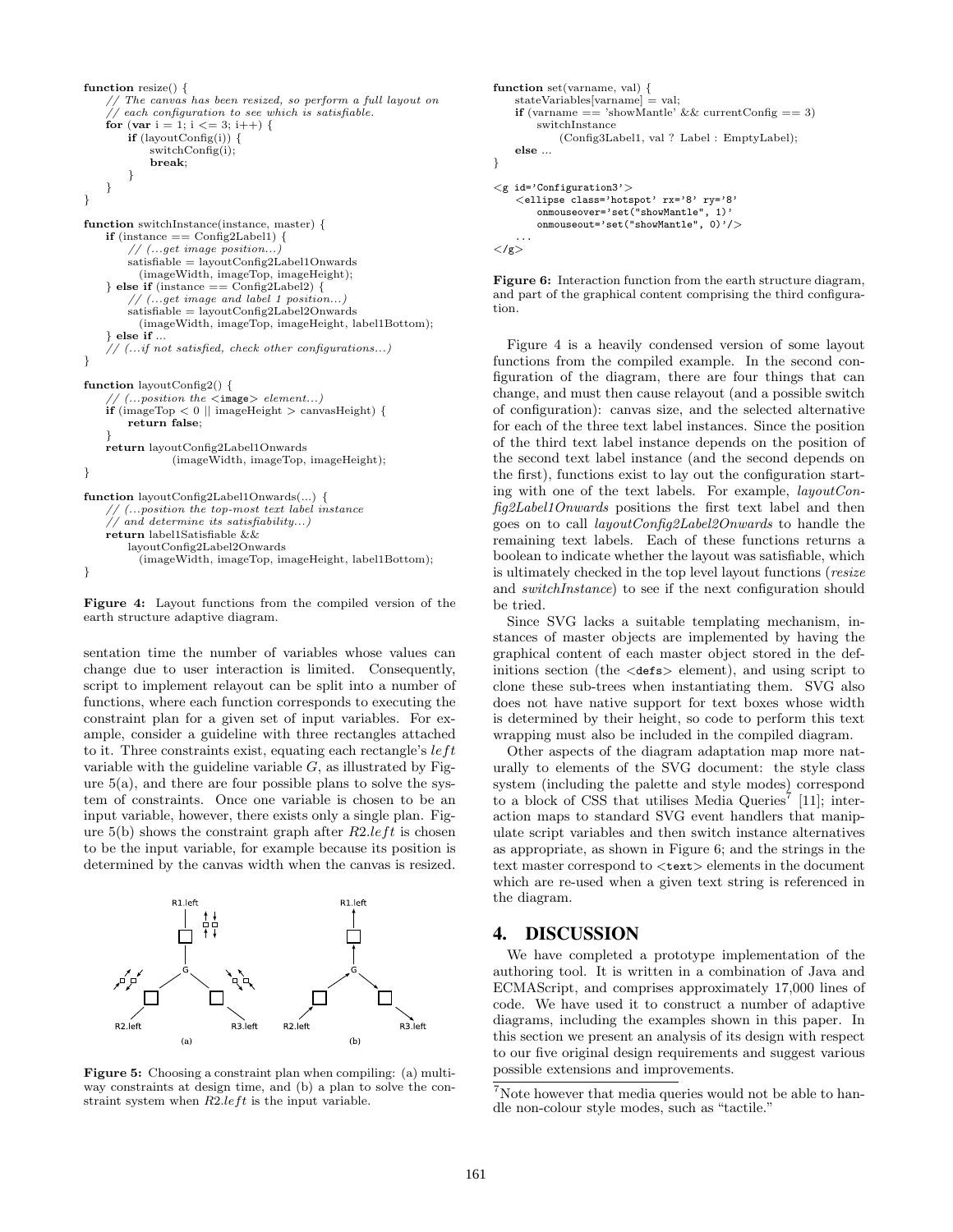```
function resize() {
    // The canvas has been resized, so perform a full layout on
    // each configuration to see which is satisfiable.
    for (var i = 1; i <= 3; i++) {
        if (layoutConfig(i)) {
            switchConfig(i);
            break;
        }
    }
}

function switchInstance(instance, master) {
    if (instance == Config2Label1) {
        // (...get image position...)
        satisfiable = layoutConfig2Label1Onwards
            (imageWidth, imageTop, imageHeight);
    } else if (instance == Config2Label2) {
        // (...get image and label 1 position...)
        satisfiable = layoutConfig2Label2Onwards
            (imageWidth, imageTop, imageHeight, label1Bottom);
    } else if ...
    // (...if not satisfied, check other configurations...)
}

function layoutConfig2() {
    // (...position the <image> element...)
    if (imageTop < 0 || imageHeight > canvasHeight) {
        return false;
    }
    return layoutConfig2Label1Onwards
                (imageWidth, imageTop, imageHeight);
}

function layoutConfig2Label1Onwards(...) {
    // (...position the top-most text label instance
    // and determine its satisfiability...)
    return label1Satisfiable &&
        layoutConfig2Label2Onwards
            (imageWidth, imageTop, imageHeight, label1Bottom);
}
```

**Figure 4:** Layout functions from the compiled version of the earth structure adaptive diagram.

sentation time the number of variables whose values can change due to user interaction is limited. Consequently, script to implement relayout can be split into a number of functions, where each function corresponds to executing the constraint plan for a given set of input variables. For example, consider a guideline with three rectangles attached to it. Three constraints exist, equating each rectangle's $left$ variable with the guideline variable $G$, as illustrated by Figure 5(a), and there are four possible plans to solve the system of constraints. Once one variable is chosen to be an input variable, however, there exists only a single plan. Figure 5(b) shows the constraint graph after $R2.left$ is chosen to be the input variable, for example because its position is determined by the canvas width when the canvas is resized.

**Figure 5:** Choosing a constraint plan when compiling: (a) multi-way constraints at design time, and (b) a plan to solve the constraint system when $R2.left$ is the input variable.

```
function set(varname, val) {
    stateVariables[varname] = val;
    if (varname == 'showMantle' && currentConfig == 3)
        switchInstance
            (Config3Label1, val ? Label : EmptyLabel);
    else ...
}

<g id='Configuration3'>
    <ellipse class='hotspot' rx='8' ry='8'
        onmouseover='set("showMantle", 1)'
        onmouseout='set("showMantle", 0)'/>
    ...
</g>
```

**Figure 6:** Interaction function from the earth structure diagram, and part of the graphical content comprising the third configuration.

Figure 4 is a heavily condensed version of some layout functions from the compiled example. In the second configuration of the diagram, there are four things that can change, and must then cause relayout (and a possible switch of configuration): canvas size, and the selected alternative for each of the three text label instances. Since the position of the third text label instance depends on the position of the second text label instance (and the second depends on the first), functions exist to lay out the configuration starting with one of the text labels. For example, *layoutConfig2Label1Onwards* positions the first text label and then goes on to call *layoutConfig2Label2Onwards* to handle the remaining text labels. Each of these functions returns a boolean to indicate whether the layout was satisfiable, which is ultimately checked in the top level layout functions (*resize* and *switchInstance*) to see if the next configuration should be tried.

Since SVG lacks a suitable templating mechanism, instances of master objects are implemented by having the graphical content of each master object stored in the definitions section (the `<defs>` element), and using script to clone these sub-trees when instantiating them. SVG also does not have native support for text boxes whose width is determined by their height, so code to perform this text wrapping must also be included in the compiled diagram.

Other aspects of the diagram adaptation map more naturally to elements of the SVG document: the style class system (including the palette and style modes) correspond to a block of CSS that utilises Media Queries[7] [11]; interaction maps to standard SVG event handlers that manipulate script variables and then switch instance alternatives as appropriate, as shown in Figure 6; and the strings in the text master correspond to `<text>` elements in the document which are re-used when a given text string is referenced in the diagram.

## 4. DISCUSSION

We have completed a prototype implementation of the authoring tool. It is written in a combination of Java and ECMAScript, and comprises approximately 17,000 lines of code. We have used it to construct a number of adaptive diagrams, including the examples shown in this paper. In this section we present an analysis of its design with respect to our five original design requirements and suggest various possible extensions and improvements.

[7] Note however that media queries would not be able to handle non-colour style modes, such as "tactile."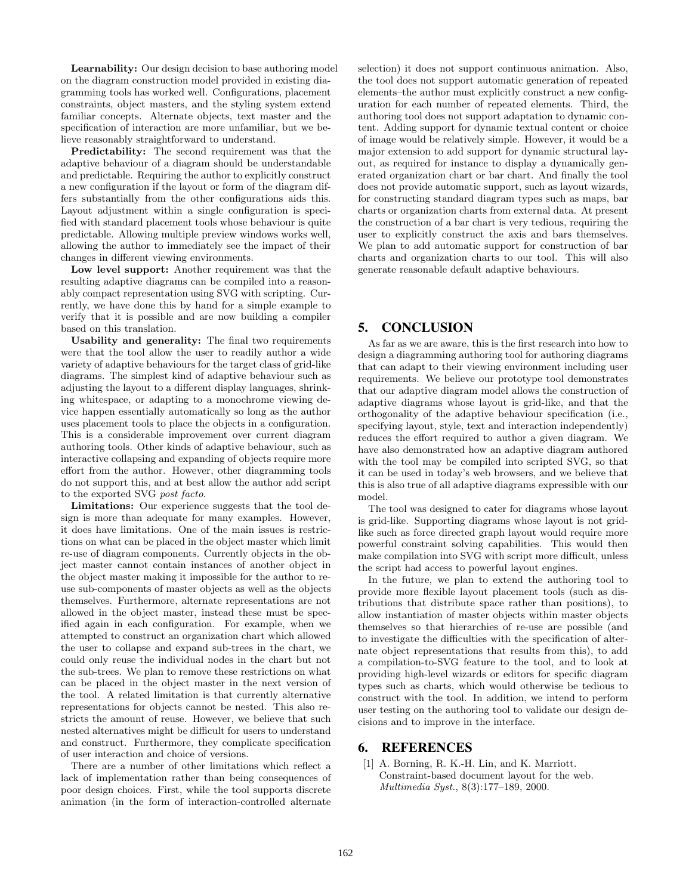**Learnability:** Our design decision to base authoring model on the diagram construction model provided in existing diagramming tools has worked well. Configurations, placement constraints, object masters, and the styling system extend familiar concepts. Alternate objects, text master and the specification of interaction are more unfamiliar, but we believe reasonably straightforward to understand.

**Predictability:** The second requirement was that the adaptive behaviour of a diagram should be understandable and predictable. Requiring the author to explicitly construct a new configuration if the layout or form of the diagram differs substantially from the other configurations aids this. Layout adjustment within a single configuration is specified with standard placement tools whose behaviour is quite predictable. Allowing multiple preview windows works well, allowing the author to immediately see the impact of their changes in different viewing environments.

**Low level support:** Another requirement was that the resulting adaptive diagrams can be compiled into a reasonably compact representation using SVG with scripting. Currently, we have done this by hand for a simple example to verify that it is possible and are now building a compiler based on this translation.

**Usability and generality:** The final two requirements were that the tool allow the user to readily author a wide variety of adaptive behaviours for the target class of grid-like diagrams. The simplest kind of adaptive behaviour such as adjusting the layout to a different display languages, shrinking whitespace, or adapting to a monochrome viewing device happen essentially automatically so long as the author uses placement tools to place the objects in a configuration. This is a considerable improvement over current diagram authoring tools. Other kinds of adaptive behaviour, such as interactive collapsing and expanding of objects require more effort from the author. However, other diagramming tools do not support this, and at best allow the author add script to the exported SVG *post facto*.

**Limitations:** Our experience suggests that the tool design is more than adequate for many examples. However, it does have limitations. One of the main issues is restrictions on what can be placed in the object master which limit re-use of diagram components. Currently objects in the object master cannot contain instances of another object in the object master making it impossible for the author to reuse sub-components of master objects as well as the objects themselves. Furthermore, alternate representations are not allowed in the object master, instead these must be specified again in each configuration. For example, when we attempted to construct an organization chart which allowed the user to collapse and expand sub-trees in the chart, we could only reuse the individual nodes in the chart but not the sub-trees. We plan to remove these restrictions on what can be placed in the object master in the next version of the tool. A related limitation is that currently alternative representations for objects cannot be nested. This also restricts the amount of reuse. However, we believe that such nested alternatives might be difficult for users to understand and construct. Furthermore, they complicate specification of user interaction and choice of versions.

There are a number of other limitations which reflect a lack of implementation rather than being consequences of poor design choices. First, while the tool supports discrete animation (in the form of interaction-controlled alternate selection) it does not support continuous animation. Also, the tool does not support automatic generation of repeated elements–the author must explicitly construct a new configuration for each number of repeated elements. Third, the authoring tool does not support adaptation to dynamic content. Adding support for dynamic textual content or choice of image would be relatively simple. However, it would be a major extension to add support for dynamic structural layout, as required for instance to display a dynamically generated organization chart or bar chart. And finally the tool does not provide automatic support, such as layout wizards, for constructing standard diagram types such as maps, bar charts or organization charts from external data. At present the construction of a bar chart is very tedious, requiring the user to explicitly construct the axis and bars themselves. We plan to add automatic support for construction of bar charts and organization charts to our tool. This will also generate reasonable default adaptive behaviours.

## 5. CONCLUSION

As far as we are aware, this is the first research into how to design a diagramming authoring tool for authoring diagrams that can adapt to their viewing environment including user requirements. We believe our prototype tool demonstrates that our adaptive diagram model allows the construction of adaptive diagrams whose layout is grid-like, and that the orthogonality of the adaptive behaviour specification (i.e., specifying layout, style, text and interaction independently) reduces the effort required to author a given diagram. We have also demonstrated how an adaptive diagram authored with the tool may be compiled into scripted SVG, so that it can be used in today's web browsers, and we believe that this is also true of all adaptive diagrams expressible with our model.

The tool was designed to cater for diagrams whose layout is grid-like. Supporting diagrams whose layout is not grid-like such as force directed graph layout would require more powerful constraint solving capabilities. This would then make compilation into SVG with script more difficult, unless the script had access to powerful layout engines.

In the future, we plan to extend the authoring tool to provide more flexible layout placement tools (such as distributions that distribute space rather than positions), to allow instantiation of master objects within master objects themselves so that hierarchies of re-use are possible (and to investigate the difficulties with the specification of alternate object representations that results from this), to add a compilation-to-SVG feature to the tool, and to look at providing high-level wizards or editors for specific diagram types such as charts, which would otherwise be tedious to construct with the tool. In addition, we intend to perform user testing on the authoring tool to validate our design decisions and to improve in the interface.

## 6. REFERENCES

[1] A. Borning, R. K.-H. Lin, and K. Marriott. Constraint-based document layout for the web. *Multimedia Syst.*, 8(3):177–189, 2000.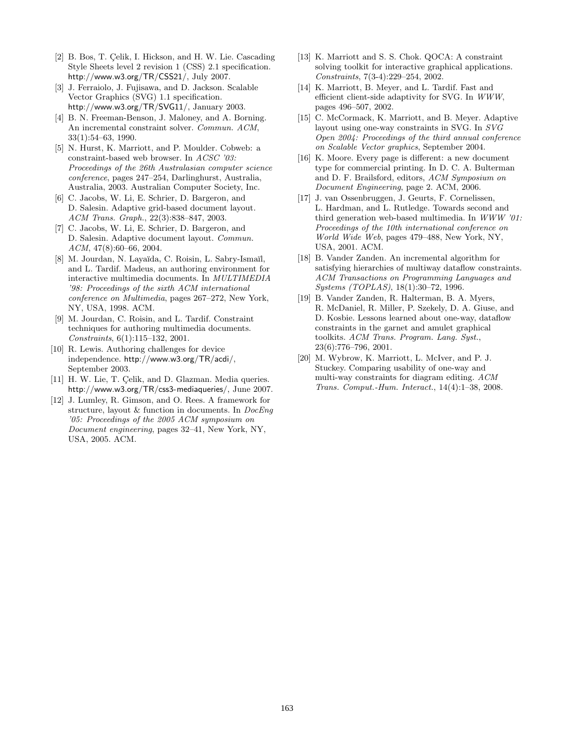[2] B. Bos, T. Çelik, I. Hickson, and H. W. Lie. Cascading Style Sheets level 2 revision 1 (CSS) 2.1 specification. http://www.w3.org/TR/CSS21/, July 2007.

[3] J. Ferraiolo, J. Fujisawa, and D. Jackson. Scalable Vector Graphics (SVG) 1.1 specification. http://www.w3.org/TR/SVG11/, January 2003.

[4] B. N. Freeman-Benson, J. Maloney, and A. Borning. An incremental constraint solver. *Commun. ACM*, 33(1):54–63, 1990.

[5] N. Hurst, K. Marriott, and P. Moulder. Cobweb: a constraint-based web browser. In *ACSC '03: Proceedings of the 26th Australasian computer science conference*, pages 247–254, Darlinghurst, Australia, Australia, 2003. Australian Computer Society, Inc.

[6] C. Jacobs, W. Li, E. Schrier, D. Bargeron, and D. Salesin. Adaptive grid-based document layout. *ACM Trans. Graph.*, 22(3):838–847, 2003.

[7] C. Jacobs, W. Li, E. Schrier, D. Bargeron, and D. Salesin. Adaptive document layout. *Commun. ACM*, 47(8):60–66, 2004.

[8] M. Jourdan, N. Layaïda, C. Roisin, L. Sabry-Ismaïl, and L. Tardif. Madeus, an authoring environment for interactive multimedia documents. In *MULTIMEDIA '98: Proceedings of the sixth ACM international conference on Multimedia*, pages 267–272, New York, NY, USA, 1998. ACM.

[9] M. Jourdan, C. Roisin, and L. Tardif. Constraint techniques for authoring multimedia documents. *Constraints*, 6(1):115–132, 2001.

[10] R. Lewis. Authoring challenges for device independence. http://www.w3.org/TR/acdi/, September 2003.

[11] H. W. Lie, T. Çelik, and D. Glazman. Media queries. http://www.w3.org/TR/css3-mediaqueries/, June 2007.

[12] J. Lumley, R. Gimson, and O. Rees. A framework for structure, layout & function in documents. In *DocEng '05: Proceedings of the 2005 ACM symposium on Document engineering*, pages 32–41, New York, NY, USA, 2005. ACM.

[13] K. Marriott and S. S. Chok. QOCA: A constraint solving toolkit for interactive graphical applications. *Constraints*, 7(3-4):229–254, 2002.

[14] K. Marriott, B. Meyer, and L. Tardif. Fast and efficient client-side adaptivity for SVG. In *WWW*, pages 496–507, 2002.

[15] C. McCormack, K. Marriott, and B. Meyer. Adaptive layout using one-way constraints in SVG. In *SVG Open 2004: Proceedings of the third annual conference on Scalable Vector graphics*, September 2004.

[16] K. Moore. Every page is different: a new document type for commercial printing. In D. C. A. Bulterman and D. F. Brailsford, editors, *ACM Symposium on Document Engineering*, page 2. ACM, 2006.

[17] J. van Ossenbruggen, J. Geurts, F. Cornelissen, L. Hardman, and L. Rutledge. Towards second and third generation web-based multimedia. In *WWW '01: Proceedings of the 10th international conference on World Wide Web*, pages 479–488, New York, NY, USA, 2001. ACM.

[18] B. Vander Zanden. An incremental algorithm for satisfying hierarchies of multiway dataflow constraints. *ACM Transactions on Programming Languages and Systems (TOPLAS)*, 18(1):30–72, 1996.

[19] B. Vander Zanden, R. Halterman, B. A. Myers, R. McDaniel, R. Miller, P. Szekely, D. A. Giuse, and D. Kosbie. Lessons learned about one-way, dataflow constraints in the garnet and amulet graphical toolkits. *ACM Trans. Program. Lang. Syst.*, 23(6):776–796, 2001.

[20] M. Wybrow, K. Marriott, L. McIver, and P. J. Stuckey. Comparing usability of one-way and multi-way constraints for diagram editing. *ACM Trans. Comput.-Hum. Interact.*, 14(4):1–38, 2008.